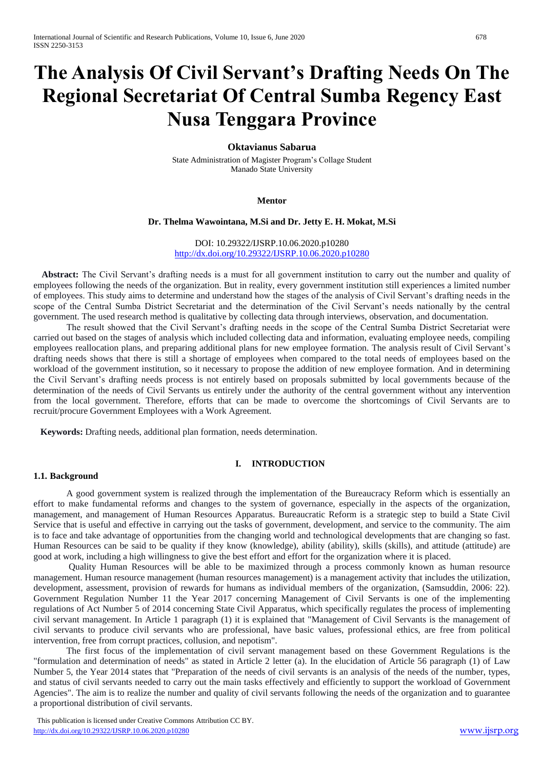# The Analysis Of Civil Servant's Drafting Needs On The Regional Secretariat Of Central Sumba Regency East Nusa Tenggara Province

**Oktavianus Sabarua**

State Administration of Magister Program's Collage Student
Manado State University

**Mentor**

**Dr. Thelma Wawointana, M.Si and Dr. Jetty E. H. Mokat, M.Si**

DOI: 10.29322/IJSRP.10.06.2020.p10280
http://dx.doi.org/10.29322/IJSRP.10.06.2020.p10280

**Abstract:** The Civil Servant's drafting needs is a must for all government institution to carry out the number and quality of employees following the needs of the organization. But in reality, every government institution still experiences a limited number of employees. This study aims to determine and understand how the stages of the analysis of Civil Servant's drafting needs in the scope of the Central Sumba District Secretariat and the determination of the Civil Servant's needs nationally by the central government. The used research method is qualitative by collecting data through interviews, observation, and documentation.

The result showed that the Civil Servant's drafting needs in the scope of the Central Sumba District Secretariat were carried out based on the stages of analysis which included collecting data and information, evaluating employee needs, compiling employees reallocation plans, and preparing additional plans for new employee formation. The analysis result of Civil Servant's drafting needs shows that there is still a shortage of employees when compared to the total needs of employees based on the workload of the government institution, so it necessary to propose the addition of new employee formation. And in determining the Civil Servant's drafting needs process is not entirely based on proposals submitted by local governments because of the determination of the needs of Civil Servants us entirely under the authority of the central government without any intervention from the local government. Therefore, efforts that can be made to overcome the shortcomings of Civil Servants are to recruit/procure Government Employees with a Work Agreement.

**Keywords:** Drafting needs, additional plan formation, needs determination.

## I. INTRODUCTION

### 1.1. Background

A good government system is realized through the implementation of the Bureaucracy Reform which is essentially an effort to make fundamental reforms and changes to the system of governance, especially in the aspects of the organization, management, and management of Human Resources Apparatus. Bureaucratic Reform is a strategic step to build a State Civil Service that is useful and effective in carrying out the tasks of government, development, and service to the community. The aim is to face and take advantage of opportunities from the changing world and technological developments that are changing so fast. Human Resources can be said to be quality if they know (knowledge), ability (ability), skills (skills), and attitude (attitude) are good at work, including a high willingness to give the best effort and effort for the organization where it is placed.

Quality Human Resources will be able to be maximized through a process commonly known as human resource management. Human resource management (human resources management) is a management activity that includes the utilization, development, assessment, provision of rewards for humans as individual members of the organization, (Samsuddin, 2006: 22). Government Regulation Number 11 the Year 2017 concerning Management of Civil Servants is one of the implementing regulations of Act Number 5 of 2014 concerning State Civil Apparatus, which specifically regulates the process of implementing civil servant management. In Article 1 paragraph (1) it is explained that "Management of Civil Servants is the management of civil servants to produce civil servants who are professional, have basic values, professional ethics, are free from political intervention, free from corrupt practices, collusion, and nepotism".

The first focus of the implementation of civil servant management based on these Government Regulations is the "formulation and determination of needs" as stated in Article 2 letter (a). In the elucidation of Article 56 paragraph (1) of Law Number 5, the Year 2014 states that "Preparation of the needs of civil servants is an analysis of the needs of the number, types, and status of civil servants needed to carry out the main tasks effectively and efficiently to support the workload of Government Agencies". The aim is to realize the number and quality of civil servants following the needs of the organization and to guarantee a proportional distribution of civil servants.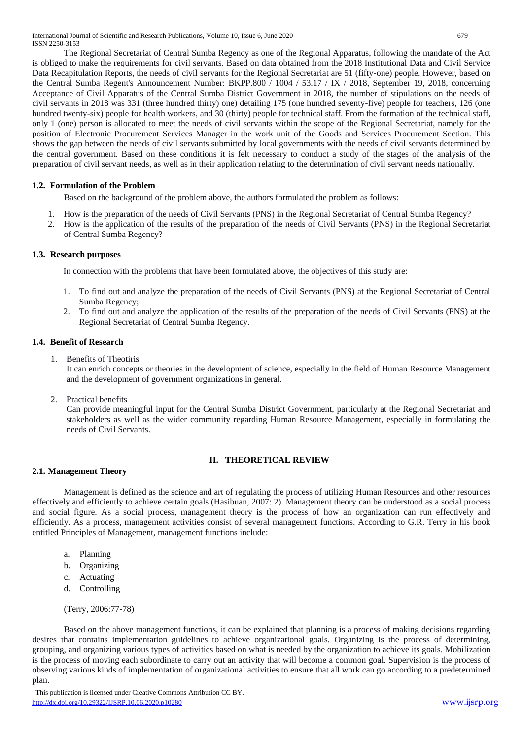The Regional Secretariat of Central Sumba Regency as one of the Regional Apparatus, following the mandate of the Act is obliged to make the requirements for civil servants. Based on data obtained from the 2018 Institutional Data and Civil Service Data Recapitulation Reports, the needs of civil servants for the Regional Secretariat are 51 (fifty-one) people. However, based on the Central Sumba Regent's Announcement Number: BKPP.800 / 1004 / 53.17 / IX / 2018, September 19, 2018, concerning Acceptance of Civil Apparatus of the Central Sumba District Government in 2018, the number of stipulations on the needs of civil servants in 2018 was 331 (three hundred thirty) one) detailing 175 (one hundred seventy-five) people for teachers, 126 (one hundred twenty-six) people for health workers, and 30 (thirty) people for technical staff. From the formation of the technical staff, only 1 (one) person is allocated to meet the needs of civil servants within the scope of the Regional Secretariat, namely for the position of Electronic Procurement Services Manager in the work unit of the Goods and Services Procurement Section. This shows the gap between the needs of civil servants submitted by local governments with the needs of civil servants determined by the central government. Based on these conditions it is felt necessary to conduct a study of the stages of the analysis of the preparation of civil servant needs, as well as in their application relating to the determination of civil servant needs nationally.

### 1.2. Formulation of the Problem

Based on the background of the problem above, the authors formulated the problem as follows:

1. How is the preparation of the needs of Civil Servants (PNS) in the Regional Secretariat of Central Sumba Regency?
2. How is the application of the results of the preparation of the needs of Civil Servants (PNS) in the Regional Secretariat of Central Sumba Regency?

### 1.3. Research purposes

In connection with the problems that have been formulated above, the objectives of this study are:

1. To find out and analyze the preparation of the needs of Civil Servants (PNS) at the Regional Secretariat of Central Sumba Regency;
2. To find out and analyze the application of the results of the preparation of the needs of Civil Servants (PNS) at the Regional Secretariat of Central Sumba Regency.

### 1.4. Benefit of Research

1. Benefits of Theotiris
   It can enrich concepts or theories in the development of science, especially in the field of Human Resource Management and the development of government organizations in general.
2. Practical benefits
   Can provide meaningful input for the Central Sumba District Government, particularly at the Regional Secretariat and stakeholders as well as the wider community regarding Human Resource Management, especially in formulating the needs of Civil Servants.

## II. THEORETICAL REVIEW

### 2.1. Management Theory

Management is defined as the science and art of regulating the process of utilizing Human Resources and other resources effectively and efficiently to achieve certain goals (Hasibuan, 2007: 2). Management theory can be understood as a social process and social figure. As a social process, management theory is the process of how an organization can run effectively and efficiently. As a process, management activities consist of several management functions. According to G.R. Terry in his book entitled Principles of Management, management functions include:

a. Planning
b. Organizing
c. Actuating
d. Controlling

(Terry, 2006:77-78)

Based on the above management functions, it can be explained that planning is a process of making decisions regarding desires that contains implementation guidelines to achieve organizational goals. Organizing is the process of determining, grouping, and organizing various types of activities based on what is needed by the organization to achieve its goals. Mobilization is the process of moving each subordinate to carry out an activity that will become a common goal. Supervision is the process of observing various kinds of implementation of organizational activities to ensure that all work can go according to a predetermined plan.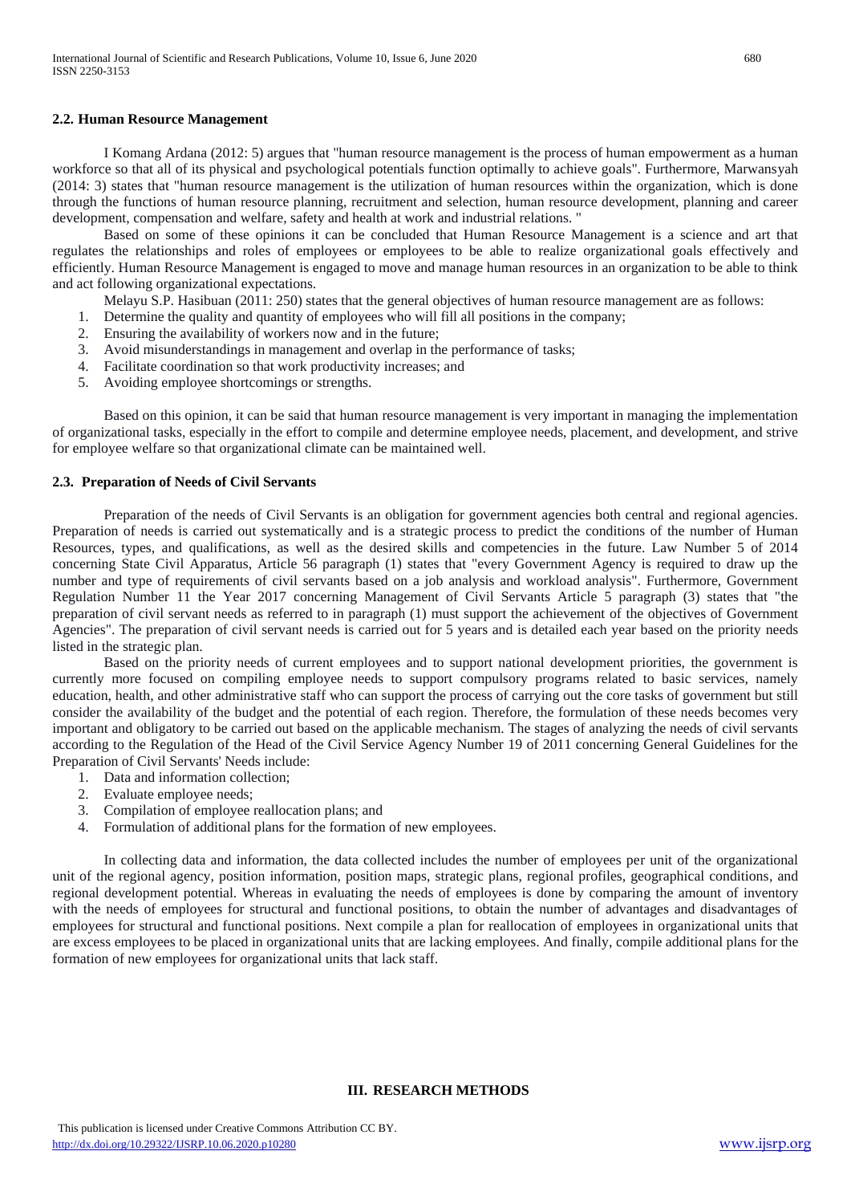### 2.2. Human Resource Management

I Komang Ardana (2012: 5) argues that "human resource management is the process of human empowerment as a human workforce so that all of its physical and psychological potentials function optimally to achieve goals". Furthermore, Marwansyah (2014: 3) states that "human resource management is the utilization of human resources within the organization, which is done through the functions of human resource planning, recruitment and selection, human resource development, planning and career development, compensation and welfare, safety and health at work and industrial relations. "

Based on some of these opinions it can be concluded that Human Resource Management is a science and art that regulates the relationships and roles of employees or employees to be able to realize organizational goals effectively and efficiently. Human Resource Management is engaged to move and manage human resources in an organization to be able to think and act following organizational expectations.

Melayu S.P. Hasibuan (2011: 250) states that the general objectives of human resource management are as follows:

1. Determine the quality and quantity of employees who will fill all positions in the company;
2. Ensuring the availability of workers now and in the future;
3. Avoid misunderstandings in management and overlap in the performance of tasks;
4. Facilitate coordination so that work productivity increases; and
5. Avoiding employee shortcomings or strengths.

Based on this opinion, it can be said that human resource management is very important in managing the implementation of organizational tasks, especially in the effort to compile and determine employee needs, placement, and development, and strive for employee welfare so that organizational climate can be maintained well.

### 2.3. Preparation of Needs of Civil Servants

Preparation of the needs of Civil Servants is an obligation for government agencies both central and regional agencies. Preparation of needs is carried out systematically and is a strategic process to predict the conditions of the number of Human Resources, types, and qualifications, as well as the desired skills and competencies in the future. Law Number 5 of 2014 concerning State Civil Apparatus, Article 56 paragraph (1) states that "every Government Agency is required to draw up the number and type of requirements of civil servants based on a job analysis and workload analysis". Furthermore, Government Regulation Number 11 the Year 2017 concerning Management of Civil Servants Article 5 paragraph (3) states that "the preparation of civil servant needs as referred to in paragraph (1) must support the achievement of the objectives of Government Agencies". The preparation of civil servant needs is carried out for 5 years and is detailed each year based on the priority needs listed in the strategic plan.

Based on the priority needs of current employees and to support national development priorities, the government is currently more focused on compiling employee needs to support compulsory programs related to basic services, namely education, health, and other administrative staff who can support the process of carrying out the core tasks of government but still consider the availability of the budget and the potential of each region. Therefore, the formulation of these needs becomes very important and obligatory to be carried out based on the applicable mechanism. The stages of analyzing the needs of civil servants according to the Regulation of the Head of the Civil Service Agency Number 19 of 2011 concerning General Guidelines for the Preparation of Civil Servants' Needs include:

1. Data and information collection;
2. Evaluate employee needs;
3. Compilation of employee reallocation plans; and
4. Formulation of additional plans for the formation of new employees.

In collecting data and information, the data collected includes the number of employees per unit of the organizational unit of the regional agency, position information, position maps, strategic plans, regional profiles, geographical conditions, and regional development potential. Whereas in evaluating the needs of employees is done by comparing the amount of inventory with the needs of employees for structural and functional positions, to obtain the number of advantages and disadvantages of employees for structural and functional positions. Next compile a plan for reallocation of employees in organizational units that are excess employees to be placed in organizational units that are lacking employees. And finally, compile additional plans for the formation of new employees for organizational units that lack staff.

## III. RESEARCH METHODS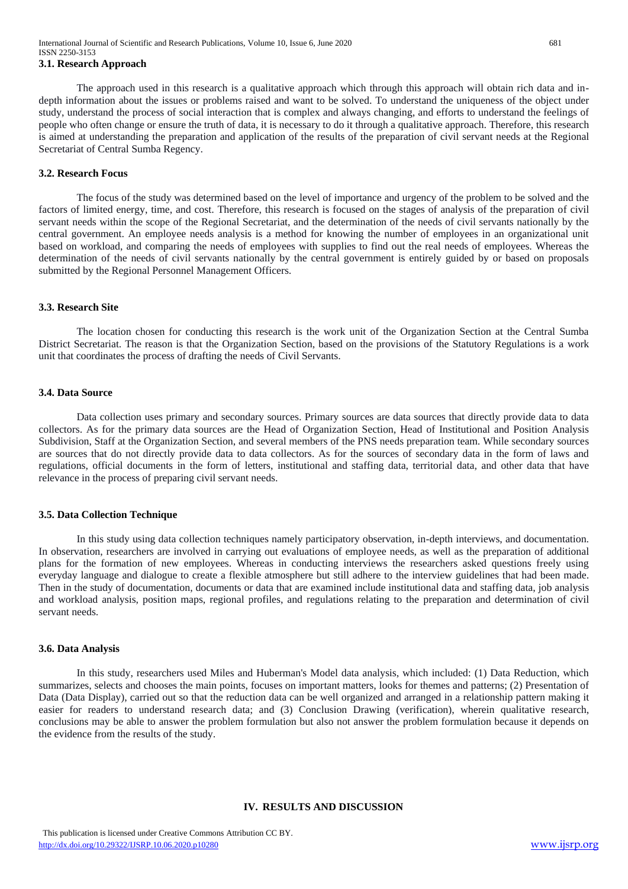### 3.1. Research Approach

The approach used in this research is a qualitative approach which through this approach will obtain rich data and in-depth information about the issues or problems raised and want to be solved. To understand the uniqueness of the object under study, understand the process of social interaction that is complex and always changing, and efforts to understand the feelings of people who often change or ensure the truth of data, it is necessary to do it through a qualitative approach. Therefore, this research is aimed at understanding the preparation and application of the results of the preparation of civil servant needs at the Regional Secretariat of Central Sumba Regency.

### 3.2. Research Focus

The focus of the study was determined based on the level of importance and urgency of the problem to be solved and the factors of limited energy, time, and cost. Therefore, this research is focused on the stages of analysis of the preparation of civil servant needs within the scope of the Regional Secretariat, and the determination of the needs of civil servants nationally by the central government. An employee needs analysis is a method for knowing the number of employees in an organizational unit based on workload, and comparing the needs of employees with supplies to find out the real needs of employees. Whereas the determination of the needs of civil servants nationally by the central government is entirely guided by or based on proposals submitted by the Regional Personnel Management Officers.

### 3.3. Research Site

The location chosen for conducting this research is the work unit of the Organization Section at the Central Sumba District Secretariat. The reason is that the Organization Section, based on the provisions of the Statutory Regulations is a work unit that coordinates the process of drafting the needs of Civil Servants.

### 3.4. Data Source

Data collection uses primary and secondary sources. Primary sources are data sources that directly provide data to data collectors. As for the primary data sources are the Head of Organization Section, Head of Institutional and Position Analysis Subdivision, Staff at the Organization Section, and several members of the PNS needs preparation team. While secondary sources are sources that do not directly provide data to data collectors. As for the sources of secondary data in the form of laws and regulations, official documents in the form of letters, institutional and staffing data, territorial data, and other data that have relevance in the process of preparing civil servant needs.

### 3.5. Data Collection Technique

In this study using data collection techniques namely participatory observation, in-depth interviews, and documentation. In observation, researchers are involved in carrying out evaluations of employee needs, as well as the preparation of additional plans for the formation of new employees. Whereas in conducting interviews the researchers asked questions freely using everyday language and dialogue to create a flexible atmosphere but still adhere to the interview guidelines that had been made. Then in the study of documentation, documents or data that are examined include institutional data and staffing data, job analysis and workload analysis, position maps, regional profiles, and regulations relating to the preparation and determination of civil servant needs.

### 3.6. Data Analysis

In this study, researchers used Miles and Huberman's Model data analysis, which included: (1) Data Reduction, which summarizes, selects and chooses the main points, focuses on important matters, looks for themes and patterns; (2) Presentation of Data (Data Display), carried out so that the reduction data can be well organized and arranged in a relationship pattern making it easier for readers to understand research data; and (3) Conclusion Drawing (verification), wherein qualitative research, conclusions may be able to answer the problem formulation but also not answer the problem formulation because it depends on the evidence from the results of the study.

## IV. RESULTS AND DISCUSSION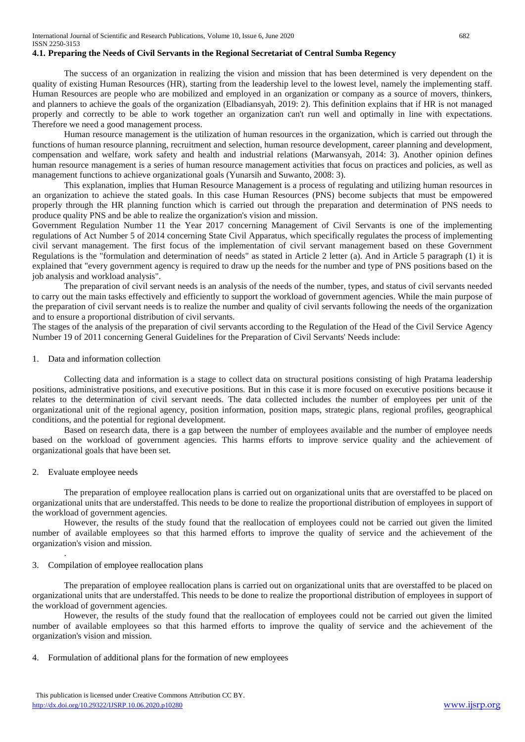### 4.1. Preparing the Needs of Civil Servants in the Regional Secretariat of Central Sumba Regency

The success of an organization in realizing the vision and mission that has been determined is very dependent on the quality of existing Human Resources (HR), starting from the leadership level to the lowest level, namely the implementing staff. Human Resources are people who are mobilized and employed in an organization or company as a source of movers, thinkers, and planners to achieve the goals of the organization (Elbadiansyah, 2019: 2). This definition explains that if HR is not managed properly and correctly to be able to work together an organization can't run well and optimally in line with expectations. Therefore we need a good management process.

Human resource management is the utilization of human resources in the organization, which is carried out through the functions of human resource planning, recruitment and selection, human resource development, career planning and development, compensation and welfare, work safety and health and industrial relations (Marwansyah, 2014: 3). Another opinion defines human resource management is a series of human resource management activities that focus on practices and policies, as well as management functions to achieve organizational goals (Yunarsih and Suwanto, 2008: 3).

This explanation, implies that Human Resource Management is a process of regulating and utilizing human resources in an organization to achieve the stated goals. In this case Human Resources (PNS) become subjects that must be empowered properly through the HR planning function which is carried out through the preparation and determination of PNS needs to produce quality PNS and be able to realize the organization's vision and mission.

Government Regulation Number 11 the Year 2017 concerning Management of Civil Servants is one of the implementing regulations of Act Number 5 of 2014 concerning State Civil Apparatus, which specifically regulates the process of implementing civil servant management. The first focus of the implementation of civil servant management based on these Government Regulations is the "formulation and determination of needs" as stated in Article 2 letter (a). And in Article 5 paragraph (1) it is explained that "every government agency is required to draw up the needs for the number and type of PNS positions based on the job analysis and workload analysis".

The preparation of civil servant needs is an analysis of the needs of the number, types, and status of civil servants needed to carry out the main tasks effectively and efficiently to support the workload of government agencies. While the main purpose of the preparation of civil servant needs is to realize the number and quality of civil servants following the needs of the organization and to ensure a proportional distribution of civil servants.

The stages of the analysis of the preparation of civil servants according to the Regulation of the Head of the Civil Service Agency Number 19 of 2011 concerning General Guidelines for the Preparation of Civil Servants' Needs include:

1. Data and information collection

Collecting data and information is a stage to collect data on structural positions consisting of high Pratama leadership positions, administrative positions, and executive positions. But in this case it is more focused on executive positions because it relates to the determination of civil servant needs. The data collected includes the number of employees per unit of the organizational unit of the regional agency, position information, position maps, strategic plans, regional profiles, geographical conditions, and the potential for regional development.

Based on research data, there is a gap between the number of employees available and the number of employee needs based on the workload of government agencies. This harms efforts to improve service quality and the achievement of organizational goals that have been set.

2. Evaluate employee needs

The preparation of employee reallocation plans is carried out on organizational units that are overstaffed to be placed on organizational units that are understaffed. This needs to be done to realize the proportional distribution of employees in support of the workload of government agencies.

However, the results of the study found that the reallocation of employees could not be carried out given the limited number of available employees so that this harmed efforts to improve the quality of service and the achievement of the organization's vision and mission.

.

3. Compilation of employee reallocation plans

The preparation of employee reallocation plans is carried out on organizational units that are overstaffed to be placed on organizational units that are understaffed. This needs to be done to realize the proportional distribution of employees in support of the workload of government agencies.

However, the results of the study found that the reallocation of employees could not be carried out given the limited number of available employees so that this harmed efforts to improve the quality of service and the achievement of the organization's vision and mission.

4. Formulation of additional plans for the formation of new employees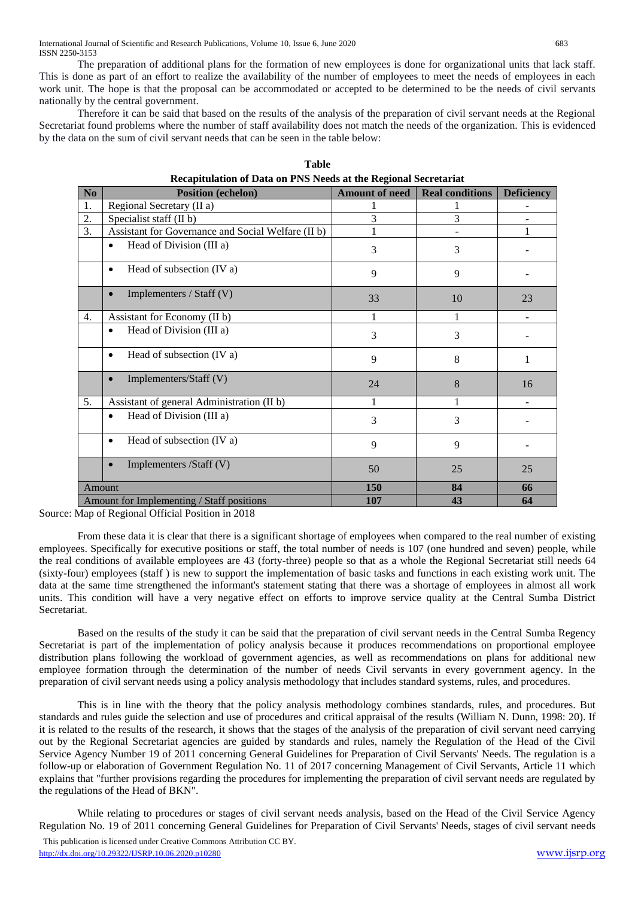The preparation of additional plans for the formation of new employees is done for organizational units that lack staff. This is done as part of an effort to realize the availability of the number of employees to meet the needs of employees in each work unit. The hope is that the proposal can be accommodated or accepted to be determined to be the needs of civil servants nationally by the central government.

Therefore it can be said that based on the results of the analysis of the preparation of civil servant needs at the Regional Secretariat found problems where the number of staff availability does not match the needs of the organization. This is evidenced by the data on the sum of civil servant needs that can be seen in the table below:

**Table**
**Recapitulation of Data on PNS Needs at the Regional Secretariat**

| No | Position (echelon) | Amount of need | Real conditions | Deficiency |
|---|---|---|---|---|
| 1. | Regional Secretary (II a) | 1 | 1 | - |
| 2. | Specialist staff (II b) | 3 | 3 | - |
| 3. | Assistant for Governance and Social Welfare (II b) | 1 | - | 1 |
| | • Head of Division (III a) | 3 | 3 | - |
| | • Head of subsection (IV a) | 9 | 9 | - |
| | • Implementers / Staff (V) | 33 | 10 | 23 |
| 4. | Assistant for Economy (II b) | 1 | 1 | - |
| | • Head of Division (III a) | 3 | 3 | - |
| | • Head of subsection (IV a) | 9 | 8 | 1 |
| | • Implementers/Staff (V) | 24 | 8 | 16 |
| 5. | Assistant of general Administration (II b) | 1 | 1 | - |
| | • Head of Division (III a) | 3 | 3 | - |
| | • Head of subsection (IV a) | 9 | 9 | - |
| | • Implementers /Staff (V) | 50 | 25 | 25 |
| Amount | | **150** | **84** | **66** |
| Amount for Implementing / Staff positions | | **107** | **43** | **64** |

Source: Map of Regional Official Position in 2018

From these data it is clear that there is a significant shortage of employees when compared to the real number of existing employees. Specifically for executive positions or staff, the total number of needs is 107 (one hundred and seven) people, while the real conditions of available employees are 43 (forty-three) people so that as a whole the Regional Secretariat still needs 64 (sixty-four) employees (staff ) is new to support the implementation of basic tasks and functions in each existing work unit. The data at the same time strengthened the informant's statement stating that there was a shortage of employees in almost all work units. This condition will have a very negative effect on efforts to improve service quality at the Central Sumba District Secretariat.

Based on the results of the study it can be said that the preparation of civil servant needs in the Central Sumba Regency Secretariat is part of the implementation of policy analysis because it produces recommendations on proportional employee distribution plans following the workload of government agencies, as well as recommendations on plans for additional new employee formation through the determination of the number of needs Civil servants in every government agency. In the preparation of civil servant needs using a policy analysis methodology that includes standard systems, rules, and procedures.

This is in line with the theory that the policy analysis methodology combines standards, rules, and procedures. But standards and rules guide the selection and use of procedures and critical appraisal of the results (William N. Dunn, 1998: 20). If it is related to the results of the research, it shows that the stages of the analysis of the preparation of civil servant need carrying out by the Regional Secretariat agencies are guided by standards and rules, namely the Regulation of the Head of the Civil Service Agency Number 19 of 2011 concerning General Guidelines for Preparation of Civil Servants' Needs. The regulation is a follow-up or elaboration of Government Regulation No. 11 of 2017 concerning Management of Civil Servants, Article 11 which explains that "further provisions regarding the procedures for implementing the preparation of civil servant needs are regulated by the regulations of the Head of BKN".

While relating to procedures or stages of civil servant needs analysis, based on the Head of the Civil Service Agency Regulation No. 19 of 2011 concerning General Guidelines for Preparation of Civil Servants' Needs, stages of civil servant needs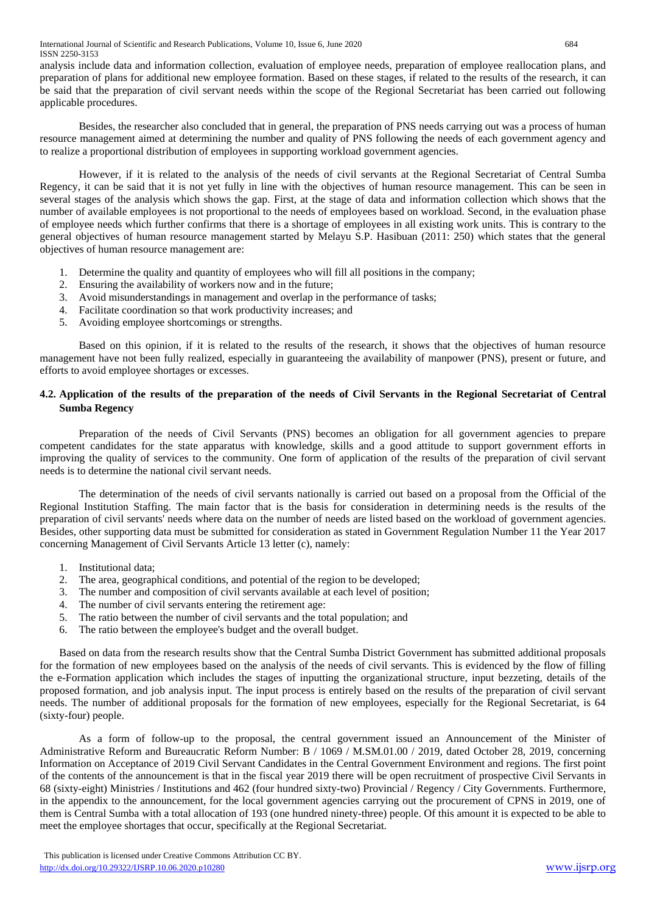analysis include data and information collection, evaluation of employee needs, preparation of employee reallocation plans, and preparation of plans for additional new employee formation. Based on these stages, if related to the results of the research, it can be said that the preparation of civil servant needs within the scope of the Regional Secretariat has been carried out following applicable procedures.

Besides, the researcher also concluded that in general, the preparation of PNS needs carrying out was a process of human resource management aimed at determining the number and quality of PNS following the needs of each government agency and to realize a proportional distribution of employees in supporting workload government agencies.

However, if it is related to the analysis of the needs of civil servants at the Regional Secretariat of Central Sumba Regency, it can be said that it is not yet fully in line with the objectives of human resource management. This can be seen in several stages of the analysis which shows the gap. First, at the stage of data and information collection which shows that the number of available employees is not proportional to the needs of employees based on workload. Second, in the evaluation phase of employee needs which further confirms that there is a shortage of employees in all existing work units. This is contrary to the general objectives of human resource management started by Melayu S.P. Hasibuan (2011: 250) which states that the general objectives of human resource management are:

1. Determine the quality and quantity of employees who will fill all positions in the company;
2. Ensuring the availability of workers now and in the future;
3. Avoid misunderstandings in management and overlap in the performance of tasks;
4. Facilitate coordination so that work productivity increases; and
5. Avoiding employee shortcomings or strengths.

Based on this opinion, if it is related to the results of the research, it shows that the objectives of human resource management have not been fully realized, especially in guaranteeing the availability of manpower (PNS), present or future, and efforts to avoid employee shortages or excesses.

### 4.2. Application of the results of the preparation of the needs of Civil Servants in the Regional Secretariat of Central Sumba Regency

Preparation of the needs of Civil Servants (PNS) becomes an obligation for all government agencies to prepare competent candidates for the state apparatus with knowledge, skills and a good attitude to support government efforts in improving the quality of services to the community. One form of application of the results of the preparation of civil servant needs is to determine the national civil servant needs.

The determination of the needs of civil servants nationally is carried out based on a proposal from the Official of the Regional Institution Staffing. The main factor that is the basis for consideration in determining needs is the results of the preparation of civil servants' needs where data on the number of needs are listed based on the workload of government agencies. Besides, other supporting data must be submitted for consideration as stated in Government Regulation Number 11 the Year 2017 concerning Management of Civil Servants Article 13 letter (c), namely:

1. Institutional data;
2. The area, geographical conditions, and potential of the region to be developed;
3. The number and composition of civil servants available at each level of position;
4. The number of civil servants entering the retirement age:
5. The ratio between the number of civil servants and the total population; and
6. The ratio between the employee's budget and the overall budget.

Based on data from the research results show that the Central Sumba District Government has submitted additional proposals for the formation of new employees based on the analysis of the needs of civil servants. This is evidenced by the flow of filling the e-Formation application which includes the stages of inputting the organizational structure, input bezzeting, details of the proposed formation, and job analysis input. The input process is entirely based on the results of the preparation of civil servant needs. The number of additional proposals for the formation of new employees, especially for the Regional Secretariat, is 64 (sixty-four) people.

As a form of follow-up to the proposal, the central government issued an Announcement of the Minister of Administrative Reform and Bureaucratic Reform Number: B / 1069 / M.SM.01.00 / 2019, dated October 28, 2019, concerning Information on Acceptance of 2019 Civil Servant Candidates in the Central Government Environment and regions. The first point of the contents of the announcement is that in the fiscal year 2019 there will be open recruitment of prospective Civil Servants in 68 (sixty-eight) Ministries / Institutions and 462 (four hundred sixty-two) Provincial / Regency / City Governments. Furthermore, in the appendix to the announcement, for the local government agencies carrying out the procurement of CPNS in 2019, one of them is Central Sumba with a total allocation of 193 (one hundred ninety-three) people. Of this amount it is expected to be able to meet the employee shortages that occur, specifically at the Regional Secretariat.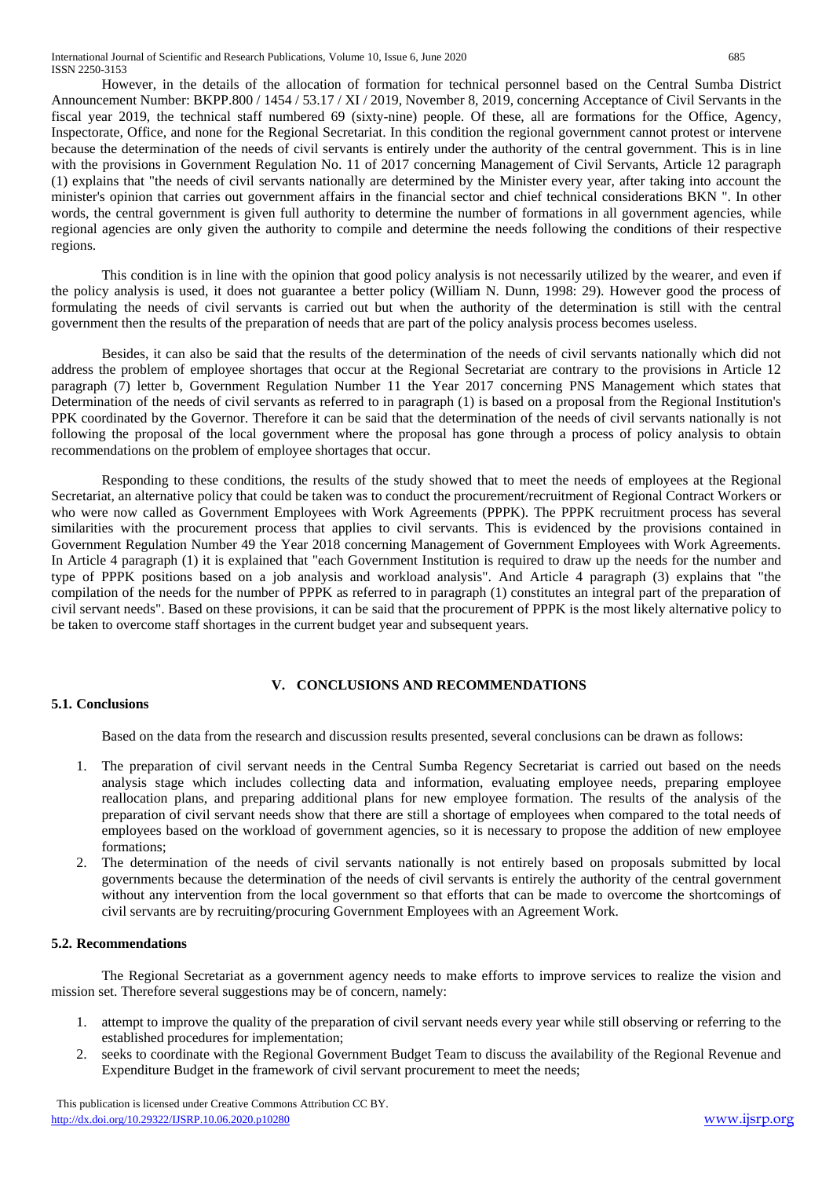However, in the details of the allocation of formation for technical personnel based on the Central Sumba District Announcement Number: BKPP.800 / 1454 / 53.17 / XI / 2019, November 8, 2019, concerning Acceptance of Civil Servants in the fiscal year 2019, the technical staff numbered 69 (sixty-nine) people. Of these, all are formations for the Office, Agency, Inspectorate, Office, and none for the Regional Secretariat. In this condition the regional government cannot protest or intervene because the determination of the needs of civil servants is entirely under the authority of the central government. This is in line with the provisions in Government Regulation No. 11 of 2017 concerning Management of Civil Servants, Article 12 paragraph (1) explains that "the needs of civil servants nationally are determined by the Minister every year, after taking into account the minister's opinion that carries out government affairs in the financial sector and chief technical considerations BKN ". In other words, the central government is given full authority to determine the number of formations in all government agencies, while regional agencies are only given the authority to compile and determine the needs following the conditions of their respective regions.

This condition is in line with the opinion that good policy analysis is not necessarily utilized by the wearer, and even if the policy analysis is used, it does not guarantee a better policy (William N. Dunn, 1998: 29). However good the process of formulating the needs of civil servants is carried out but when the authority of the determination is still with the central government then the results of the preparation of needs that are part of the policy analysis process becomes useless.

Besides, it can also be said that the results of the determination of the needs of civil servants nationally which did not address the problem of employee shortages that occur at the Regional Secretariat are contrary to the provisions in Article 12 paragraph (7) letter b, Government Regulation Number 11 the Year 2017 concerning PNS Management which states that Determination of the needs of civil servants as referred to in paragraph (1) is based on a proposal from the Regional Institution's PPK coordinated by the Governor. Therefore it can be said that the determination of the needs of civil servants nationally is not following the proposal of the local government where the proposal has gone through a process of policy analysis to obtain recommendations on the problem of employee shortages that occur.

Responding to these conditions, the results of the study showed that to meet the needs of employees at the Regional Secretariat, an alternative policy that could be taken was to conduct the procurement/recruitment of Regional Contract Workers or who were now called as Government Employees with Work Agreements (PPPK). The PPPK recruitment process has several similarities with the procurement process that applies to civil servants. This is evidenced by the provisions contained in Government Regulation Number 49 the Year 2018 concerning Management of Government Employees with Work Agreements. In Article 4 paragraph (1) it is explained that "each Government Institution is required to draw up the needs for the number and type of PPPK positions based on a job analysis and workload analysis". And Article 4 paragraph (3) explains that "the compilation of the needs for the number of PPPK as referred to in paragraph (1) constitutes an integral part of the preparation of civil servant needs". Based on these provisions, it can be said that the procurement of PPPK is the most likely alternative policy to be taken to overcome staff shortages in the current budget year and subsequent years.

## V. CONCLUSIONS AND RECOMMENDATIONS

### 5.1. Conclusions

Based on the data from the research and discussion results presented, several conclusions can be drawn as follows:

1. The preparation of civil servant needs in the Central Sumba Regency Secretariat is carried out based on the needs analysis stage which includes collecting data and information, evaluating employee needs, preparing employee reallocation plans, and preparing additional plans for new employee formation. The results of the analysis of the preparation of civil servant needs show that there are still a shortage of employees when compared to the total needs of employees based on the workload of government agencies, so it is necessary to propose the addition of new employee formations;
2. The determination of the needs of civil servants nationally is not entirely based on proposals submitted by local governments because the determination of the needs of civil servants is entirely the authority of the central government without any intervention from the local government so that efforts that can be made to overcome the shortcomings of civil servants are by recruiting/procuring Government Employees with an Agreement Work.

### 5.2. Recommendations

The Regional Secretariat as a government agency needs to make efforts to improve services to realize the vision and mission set. Therefore several suggestions may be of concern, namely:

1. attempt to improve the quality of the preparation of civil servant needs every year while still observing or referring to the established procedures for implementation;
2. seeks to coordinate with the Regional Government Budget Team to discuss the availability of the Regional Revenue and Expenditure Budget in the framework of civil servant procurement to meet the needs;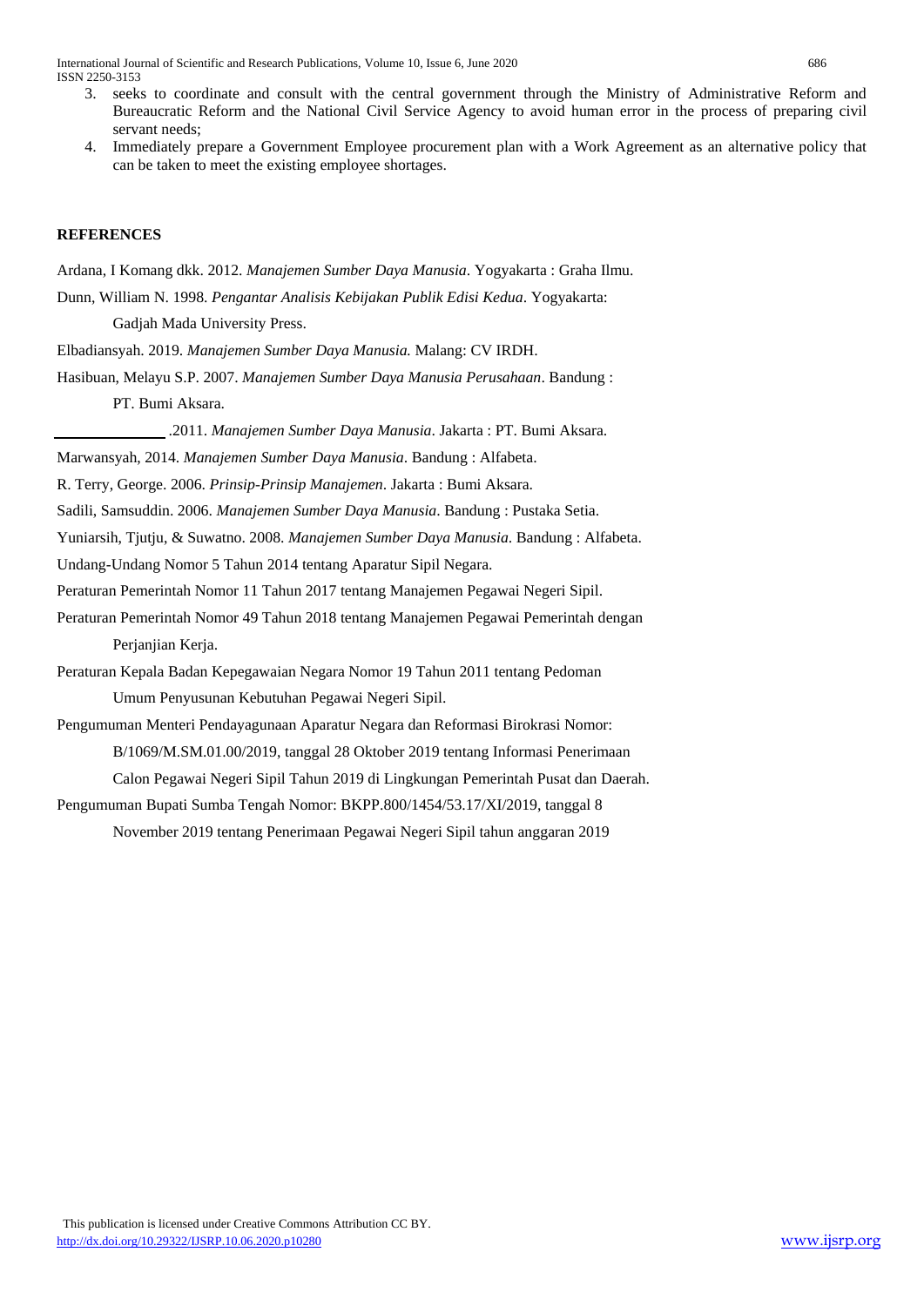3. seeks to coordinate and consult with the central government through the Ministry of Administrative Reform and Bureaucratic Reform and the National Civil Service Agency to avoid human error in the process of preparing civil servant needs;
4. Immediately prepare a Government Employee procurement plan with a Work Agreement as an alternative policy that can be taken to meet the existing employee shortages.

## REFERENCES

Ardana, I Komang dkk. 2012. *Manajemen Sumber Daya Manusia*. Yogyakarta : Graha Ilmu.

Dunn, William N. 1998. *Pengantar Analisis Kebijakan Publik Edisi Kedua*. Yogyakarta: Gadjah Mada University Press.

Elbadiansyah. 2019. *Manajemen Sumber Daya Manusia.* Malang: CV IRDH.

Hasibuan, Melayu S.P. 2007. *Manajemen Sumber Daya Manusia Perusahaan*. Bandung : PT. Bumi Aksara.

\_\_\_\_\_\_\_\_\_\_\_\_\_\_ .2011. *Manajemen Sumber Daya Manusia*. Jakarta : PT. Bumi Aksara.

Marwansyah, 2014. *Manajemen Sumber Daya Manusia*. Bandung : Alfabeta.

R. Terry, George. 2006. *Prinsip-Prinsip Manajemen*. Jakarta : Bumi Aksara.

Sadili, Samsuddin. 2006. *Manajemen Sumber Daya Manusia*. Bandung : Pustaka Setia.

Yuniarsih, Tjutju, & Suwatno. 2008. *Manajemen Sumber Daya Manusia*. Bandung : Alfabeta.

Undang-Undang Nomor 5 Tahun 2014 tentang Aparatur Sipil Negara.

Peraturan Pemerintah Nomor 11 Tahun 2017 tentang Manajemen Pegawai Negeri Sipil.

Peraturan Pemerintah Nomor 49 Tahun 2018 tentang Manajemen Pegawai Pemerintah dengan Perjanjian Kerja.

Peraturan Kepala Badan Kepegawaian Negara Nomor 19 Tahun 2011 tentang Pedoman Umum Penyusunan Kebutuhan Pegawai Negeri Sipil.

Pengumuman Menteri Pendayagunaan Aparatur Negara dan Reformasi Birokrasi Nomor: B/1069/M.SM.01.00/2019, tanggal 28 Oktober 2019 tentang Informasi Penerimaan Calon Pegawai Negeri Sipil Tahun 2019 di Lingkungan Pemerintah Pusat dan Daerah.

Pengumuman Bupati Sumba Tengah Nomor: BKPP.800/1454/53.17/XI/2019, tanggal 8 November 2019 tentang Penerimaan Pegawai Negeri Sipil tahun anggaran 2019